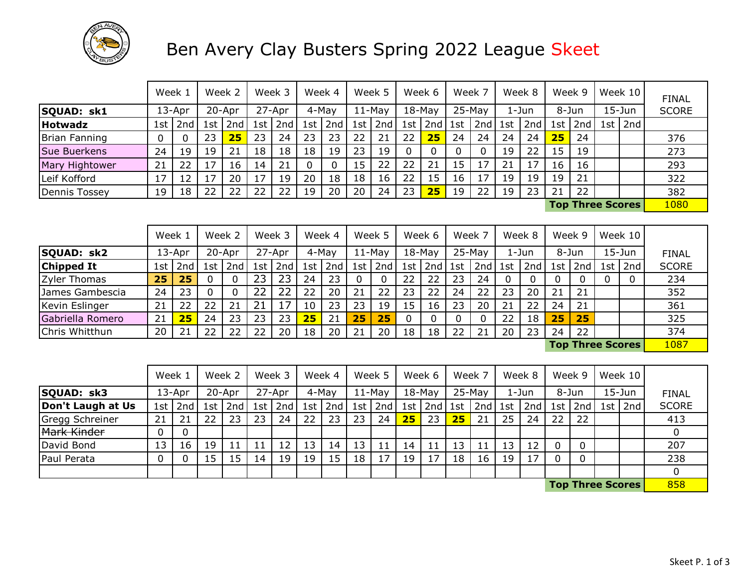# Ben Avery Clay Busters Spring 2022 League Skeet

| | Week 1 | | Week 2 | | Week 3 | | Week 4 | | Week 5 | | Week 6 | | Week 7 | | Week 8 | | Week 9 | | Week 10 | | FINAL SCORE |
|---|---|---|---|---|---|---|---|---|---|---|---|---|---|---|---|---|---|---|---|---|---|
| **SQUAD: sk1** | 13-Apr | | 20-Apr | | 27-Apr | | 4-May | | 11-May | | 18-May | | 25-May | | 1-Jun | | 8-Jun | | 15-Jun | | |
| **Hotwadz** | 1st | 2nd | 1st | 2nd | 1st | 2nd | 1st | 2nd | 1st | 2nd | 1st | 2nd | 1st | 2nd | 1st | 2nd | 1st | 2nd | 1st | 2nd | |
| Brian Fanning | 0 | 0 | 23 | **25** | 23 | 24 | 23 | 23 | 22 | 21 | 22 | **25** | 24 | 24 | 24 | 24 | **25** | 24 | | | 376 |
| Sue Buerkens | 24 | 19 | 19 | 21 | 18 | 18 | 18 | 19 | 23 | 19 | 0 | 0 | 0 | 0 | 19 | 22 | 15 | 19 | | | 273 |
| Mary Hightower | 21 | 22 | 17 | 16 | 14 | 21 | 0 | 0 | 15 | 22 | 22 | 21 | 15 | 17 | 21 | 17 | 16 | 16 | | | 293 |
| Leif Kofford | 17 | 12 | 17 | 20 | 17 | 19 | 20 | 18 | 18 | 16 | 22 | 15 | 16 | 17 | 19 | 19 | 19 | 21 | | | 322 |
| Dennis Tossey | 19 | 18 | 22 | 22 | 22 | 22 | 19 | 20 | 20 | 24 | 23 | **25** | 19 | 22 | 19 | 23 | 21 | 22 | | | 382 |
| | | | | | | | | | | | | | | | | | **Top Three Scores** | | | | 1080 |

| | Week 1 | | Week 2 | | Week 3 | | Week 4 | | Week 5 | | Week 6 | | Week 7 | | Week 8 | | Week 9 | | Week 10 | | FINAL SCORE |
|---|---|---|---|---|---|---|---|---|---|---|---|---|---|---|---|---|---|---|---|---|---|
| **SQUAD: sk2** | 13-Apr | | 20-Apr | | 27-Apr | | 4-May | | 11-May | | 18-May | | 25-May | | 1-Jun | | 8-Jun | | 15-Jun | | |
| **Chipped It** | 1st | 2nd | 1st | 2nd | 1st | 2nd | 1st | 2nd | 1st | 2nd | 1st | 2nd | 1st | 2nd | 1st | 2nd | 1st | 2nd | 1st | 2nd | |
| Zyler Thomas | **25** | **25** | 0 | 0 | 23 | 23 | 24 | 23 | 0 | 0 | 22 | 22 | 23 | 24 | 0 | 0 | 0 | 0 | 0 | 0 | 234 |
| James Gambescia | 24 | 23 | 0 | 0 | 22 | 22 | 22 | 20 | 21 | 22 | 23 | 22 | 24 | 22 | 23 | 20 | 21 | 21 | | | 352 |
| Kevin Eslinger | 21 | 22 | 22 | 21 | 21 | 17 | 10 | 23 | 23 | 19 | 15 | 16 | 23 | 20 | 21 | 22 | 24 | 21 | | | 361 |
| Gabriella Romero | 21 | **25** | 24 | 23 | 23 | 23 | **25** | 21 | **25** | **25** | 0 | 0 | 0 | 0 | 22 | 18 | **25** | **25** | | | 325 |
| Chris Whitthun | 20 | 21 | 22 | 22 | 22 | 20 | 18 | 20 | 21 | 20 | 18 | 18 | 22 | 21 | 20 | 23 | 24 | 22 | | | 374 |
| | | | | | | | | | | | | | | | | | **Top Three Scores** | | | | 1087 |

| | Week 1 | | Week 2 | | Week 3 | | Week 4 | | Week 5 | | Week 6 | | Week 7 | | Week 8 | | Week 9 | | Week 10 | | FINAL SCORE |
|---|---|---|---|---|---|---|---|---|---|---|---|---|---|---|---|---|---|---|---|---|---|
| **SQUAD: sk3** | 13-Apr | | 20-Apr | | 27-Apr | | 4-May | | 11-May | | 18-May | | 25-May | | 1-Jun | | 8-Jun | | 15-Jun | | |
| **Don't Laugh at Us** | 1st | 2nd | 1st | 2nd | 1st | 2nd | 1st | 2nd | 1st | 2nd | 1st | 2nd | 1st | 2nd | 1st | 2nd | 1st | 2nd | 1st | 2nd | |
| Gregg Schreiner | 21 | 21 | 22 | 23 | 23 | 24 | 22 | 23 | 23 | 24 | **25** | 23 | **25** | 21 | 25 | 24 | 22 | 22 | | | 413 |
| ~~Mark Kinder~~ | 0 | 0 | | | | | | | | | | | | | | | | | | | 0 |
| David Bond | 13 | 16 | 19 | 11 | 11 | 12 | 13 | 14 | 13 | 11 | 14 | 11 | 13 | 11 | 13 | 12 | 0 | 0 | | | 207 |
| Paul Perata | 0 | 0 | 15 | 15 | 14 | 19 | 19 | 15 | 18 | 17 | 19 | 17 | 18 | 16 | 19 | 17 | 0 | 0 | | | 238 |
| | | | | | | | | | | | | | | | | | | | | | 0 |
| | | | | | | | | | | | | | | | | | **Top Three Scores** | | | | 858 |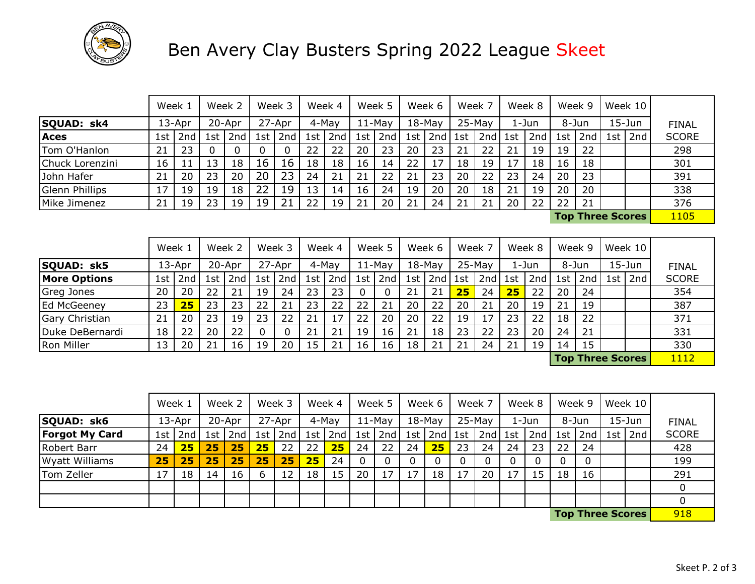# Ben Avery Clay Busters Spring 2022 League Skeet

| | Week 1 | | Week 2 | | Week 3 | | Week 4 | | Week 5 | | Week 6 | | Week 7 | | Week 8 | | Week 9 | | Week 10 | | |
|---|---|---|---|---|---|---|---|---|---|---|---|---|---|---|---|---|---|---|---|---|---|
| **SQUAD: sk4** | 13-Apr | | 20-Apr | | 27-Apr | | 4-May | | 11-May | | 18-May | | 25-May | | 1-Jun | | 8-Jun | | 15-Jun | | FINAL |
| **Aces** | 1st | 2nd | 1st | 2nd | 1st | 2nd | 1st | 2nd | 1st | 2nd | 1st | 2nd | 1st | 2nd | 1st | 2nd | 1st | 2nd | 1st | 2nd | SCORE |
| Tom O'Hanlon | 21 | 23 | 0 | 0 | 0 | 0 | 22 | 22 | 20 | 23 | 20 | 23 | 21 | 22 | 21 | 19 | 19 | 22 | | | 298 |
| Chuck Lorenzini | 16 | 11 | 13 | 18 | 16 | 16 | 18 | 18 | 16 | 14 | 22 | 17 | 18 | 19 | 17 | 18 | 16 | 18 | | | 301 |
| John Hafer | 21 | 20 | 23 | 20 | 20 | 23 | 24 | 21 | 21 | 22 | 21 | 23 | 20 | 22 | 23 | 24 | 20 | 23 | | | 391 |
| Glenn Phillips | 17 | 19 | 19 | 18 | 22 | 19 | 13 | 14 | 16 | 24 | 19 | 20 | 20 | 18 | 21 | 19 | 20 | 20 | | | 338 |
| Mike Jimenez | 21 | 19 | 23 | 19 | 19 | 21 | 22 | 19 | 21 | 20 | 21 | 24 | 21 | 21 | 20 | 22 | 22 | 21 | | | 376 |
| | | | | | | | | | | | | | | | | | **Top Three Scores** | | | | 1105 |

| | Week 1 | | Week 2 | | Week 3 | | Week 4 | | Week 5 | | Week 6 | | Week 7 | | Week 8 | | Week 9 | | Week 10 | | |
|---|---|---|---|---|---|---|---|---|---|---|---|---|---|---|---|---|---|---|---|---|---|
| **SQUAD: sk5** | 13-Apr | | 20-Apr | | 27-Apr | | 4-May | | 11-May | | 18-May | | 25-May | | 1-Jun | | 8-Jun | | 15-Jun | | FINAL |
| **More Options** | 1st | 2nd | 1st | 2nd | 1st | 2nd | 1st | 2nd | 1st | 2nd | 1st | 2nd | 1st | 2nd | 1st | 2nd | 1st | 2nd | 1st | 2nd | SCORE |
| Greg Jones | 20 | 20 | 22 | 21 | 19 | 24 | 23 | 23 | 0 | 0 | 21 | 21 | **25** | 24 | **25** | 22 | 20 | 24 | | | 354 |
| Ed McGeeney | 23 | **25** | 23 | 23 | 22 | 21 | 23 | 22 | 22 | 21 | 20 | 22 | 20 | 21 | 20 | 19 | 21 | 19 | | | 387 |
| Gary Christian | 21 | 20 | 23 | 19 | 23 | 22 | 21 | 17 | 22 | 20 | 20 | 22 | 19 | 17 | 23 | 22 | 18 | 22 | | | 371 |
| Duke DeBernardi | 18 | 22 | 20 | 22 | 0 | 0 | 21 | 21 | 19 | 16 | 21 | 18 | 23 | 22 | 23 | 20 | 24 | 21 | | | 331 |
| Ron Miller | 13 | 20 | 21 | 16 | 19 | 20 | 15 | 21 | 16 | 16 | 18 | 21 | 21 | 24 | 21 | 19 | 14 | 15 | | | 330 |
| | | | | | | | | | | | | | | | | | **Top Three Scores** | | | | 1112 |

| | Week 1 | | Week 2 | | Week 3 | | Week 4 | | Week 5 | | Week 6 | | Week 7 | | Week 8 | | Week 9 | | Week 10 | | |
|---|---|---|---|---|---|---|---|---|---|---|---|---|---|---|---|---|---|---|---|---|---|
| **SQUAD: sk6** | 13-Apr | | 20-Apr | | 27-Apr | | 4-May | | 11-May | | 18-May | | 25-May | | 1-Jun | | 8-Jun | | 15-Jun | | FINAL |
| **Forgot My Card** | 1st | 2nd | 1st | 2nd | 1st | 2nd | 1st | 2nd | 1st | 2nd | 1st | 2nd | 1st | 2nd | 1st | 2nd | 1st | 2nd | 1st | 2nd | SCORE |
| Robert Barr | 24 | **25** | **25** | **25** | **25** | 22 | 22 | **25** | 24 | 22 | 24 | **25** | 23 | 24 | 24 | 23 | 22 | 24 | | | 428 |
| Wyatt Williams | **25** | **25** | **25** | **25** | **25** | **25** | **25** | 24 | 0 | 0 | 0 | 0 | 0 | 0 | 0 | 0 | 0 | 0 | | | 199 |
| Tom Zeller | 17 | 18 | 14 | 16 | 6 | 12 | 18 | 15 | 20 | 17 | 17 | 18 | 17 | 20 | 17 | 15 | 18 | 16 | | | 291 |
| | | | | | | | | | | | | | | | | | | | | | 0 |
| | | | | | | | | | | | | | | | | | | | | | 0 |
| | | | | | | | | | | | | | | | | | **Top Three Scores** | | | | 918 |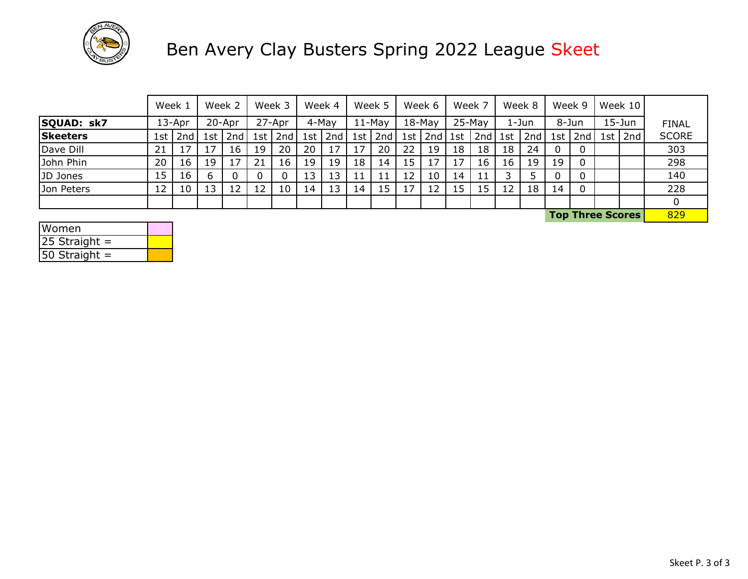# Ben Avery Clay Busters Spring 2022 League Skeet

| | Week 1 | | Week 2 | | Week 3 | | Week 4 | | Week 5 | | Week 6 | | Week 7 | | Week 8 | | Week 9 | | Week 10 | | |
|---|---|---|---|---|---|---|---|---|---|---|---|---|---|---|---|---|---|---|---|---|---|
| **SQUAD: sk7** | 13-Apr | | 20-Apr | | 27-Apr | | 4-May | | 11-May | | 18-May | | 25-May | | 1-Jun | | 8-Jun | | 15-Jun | | FINAL |
| **Skeeters** | 1st | 2nd | 1st | 2nd | 1st | 2nd | 1st | 2nd | 1st | 2nd | 1st | 2nd | 1st | 2nd | 1st | 2nd | 1st | 2nd | 1st | 2nd | SCORE |
| Dave Dill | 21 | 17 | 17 | 16 | 19 | 20 | 20 | 17 | 17 | 20 | 22 | 19 | 18 | 18 | 18 | 24 | 0 | 0 | | | 303 |
| John Phin | 20 | 16 | 19 | 17 | 21 | 16 | 19 | 19 | 18 | 14 | 15 | 17 | 17 | 16 | 16 | 19 | 19 | 0 | | | 298 |
| JD Jones | 15 | 16 | 6 | 0 | 0 | 0 | 13 | 13 | 11 | 11 | 12 | 10 | 14 | 11 | 3 | 5 | 0 | 0 | | | 140 |
| Jon Peters | 12 | 10 | 13 | 12 | 12 | 10 | 14 | 13 | 14 | 15 | 17 | 12 | 15 | 15 | 12 | 18 | 14 | 0 | | | 228 |
| | | | | | | | | | | | | | | | | | | | | | 0 |
| | | | | | | | | | | | | | | | | | **Top Three Scores** | | | | 829 |

| | |
|---|---|
| Women | |
| 25 Straight = | |
| 50 Straight = | |